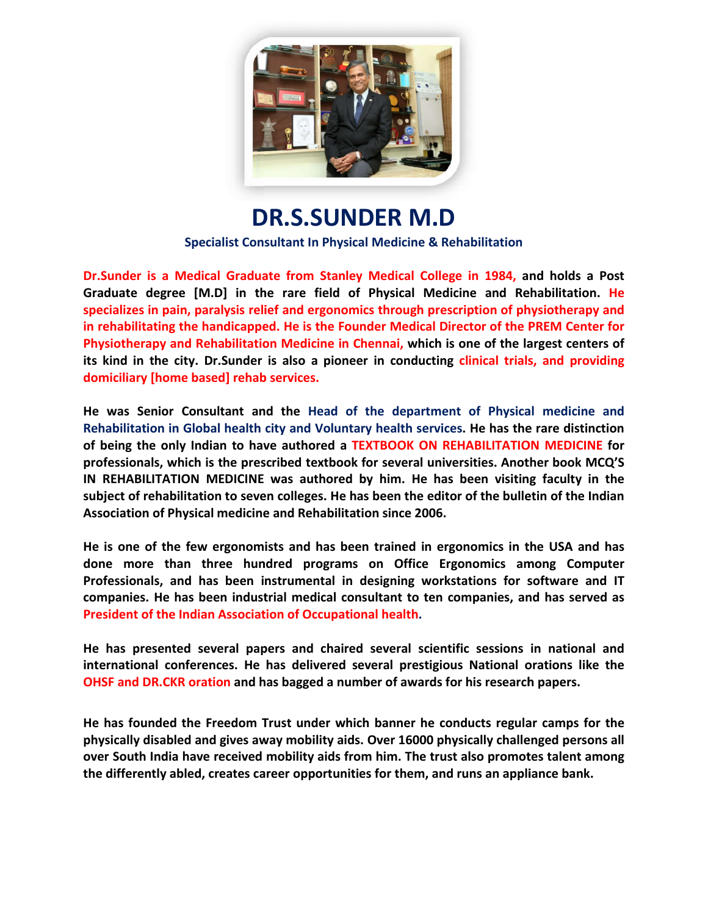# DR.S.SUNDER M.D

### Specialist Consultant In Physical Medicine & Rehabilitation

**Dr.Sunder is a Medical Graduate from Stanley Medical College in 1984, and holds a Post Graduate degree [M.D] in the rare field of Physical Medicine and Rehabilitation. He specializes in pain, paralysis relief and ergonomics through prescription of physiotherapy and in rehabilitating the handicapped. He is the Founder Medical Director of the PREM Center for Physiotherapy and Rehabilitation Medicine in Chennai, which is one of the largest centers of its kind in the city. Dr.Sunder is also a pioneer in conducting clinical trials, and providing domiciliary [home based] rehab services.**

**He was Senior Consultant and the Head of the department of Physical medicine and Rehabilitation in Global health city and Voluntary health services. He has the rare distinction of being the only Indian to have authored a TEXTBOOK ON REHABILITATION MEDICINE for professionals, which is the prescribed textbook for several universities. Another book MCQ'S IN REHABILITATION MEDICINE was authored by him. He has been visiting faculty in the subject of rehabilitation to seven colleges. He has been the editor of the bulletin of the Indian Association of Physical medicine and Rehabilitation since 2006.**

**He is one of the few ergonomists and has been trained in ergonomics in the USA and has done more than three hundred programs on Office Ergonomics among Computer Professionals, and has been instrumental in designing workstations for software and IT companies. He has been industrial medical consultant to ten companies, and has served as President of the Indian Association of Occupational health.**

**He has presented several papers and chaired several scientific sessions in national and international conferences. He has delivered several prestigious National orations like the OHSF and DR.CKR oration and has bagged a number of awards for his research papers.**

**He has founded the Freedom Trust under which banner he conducts regular camps for the physically disabled and gives away mobility aids. Over 16000 physically challenged persons all over South India have received mobility aids from him. The trust also promotes talent among the differently abled, creates career opportunities for them, and runs an appliance bank.**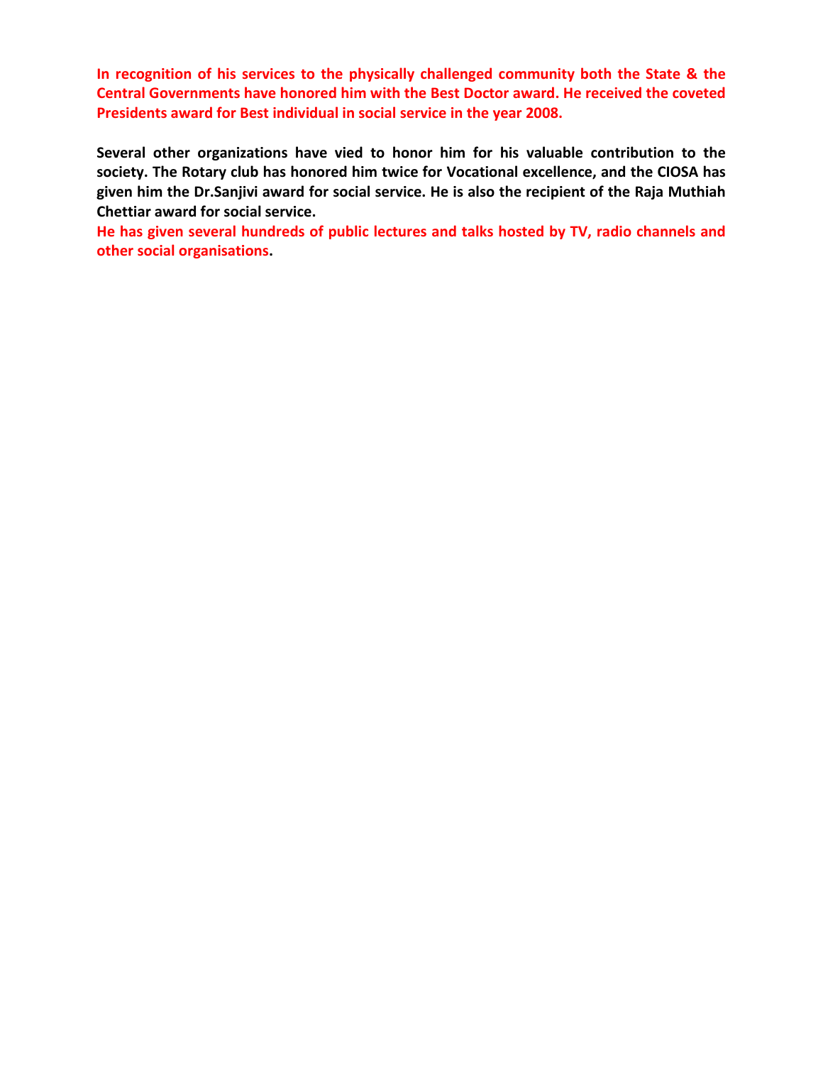**In recognition of his services to the physically challenged community both the State & the Central Governments have honored him with the Best Doctor award. He received the coveted Presidents award for Best individual in social service in the year 2008.**

**Several other organizations have vied to honor him for his valuable contribution to the society. The Rotary club has honored him twice for Vocational excellence, and the CIOSA has given him the Dr.Sanjivi award for social service. He is also the recipient of the Raja Muthiah Chettiar award for social service.**

**He has given several hundreds of public lectures and talks hosted by TV, radio channels and other social organisations.**